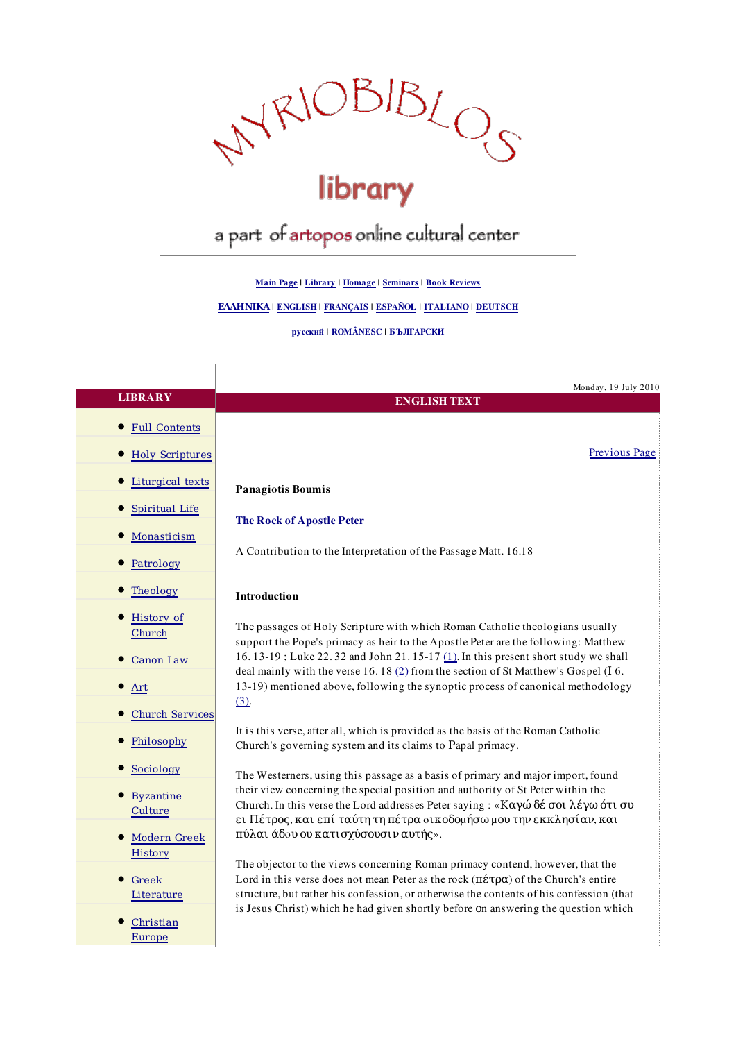# MYRIOBIBLOS library

a part of artopos online cultural center

Main Page | Library | Homage | Seminars | Book Reviews

ΕΛΛΗΝΙΚΑ | ENGLISH | FRANÇAIS | ESPAÑOL | ITALIANO | DEUTSCH

русский | ROMÂNESC | БЪЛГАРСКИ

**LIBRARY**

- Full Contents
- Holy Scriptures
- Liturgical texts
- Spiritual Life
- Monasticism
- Patrology
- Theology
- History of Church
- Canon Law
- Art
- Church Services
- Philosophy
- Sociology
- Byzantine Culture
- Modern Greek History
- Greek Literature
- Christian Europe

Monday, 19 July 2010

**ENGLISH TEXT**

Previous Page

**Panagiotis Boumis**

## The Rock of Apostle Peter

A Contribution to the Interpretation of the Passage Matt. 16.18

### Introduction

The passages of Holy Scripture with which Roman Catholic theologians usually support the Pope's primacy as heir to the Apostle Peter are the following: Matthew 16. 13-19 ; Luke 22. 32 and John 21. 15-17 (1). In this present short study we shall deal mainly with the verse 16. 18 (2) from the section of St Matthew's Gospel (I 6. 13-19) mentioned above, following the synoptic process of canonical methodology (3).

It is this verse, after all, which is provided as the basis of the Roman Catholic Church's governing system and its claims to Papal primacy.

The Westerners, using this passage as a basis of primary and major import, found their view concerning the special position and authority of St Peter within the Church. In this verse the Lord addresses Peter saying : «Καγώ δέ σοι λέγω ότι συ ει Πέτρος, και επί ταύτη τη πέτρα οικοδομήσω μου την εκκλησίαν, και πύλαι άδου ου κατισχύσουσιν αυτής».

The objector to the views concerning Roman primacy contend, however, that the Lord in this verse does not mean Peter as the rock (πέτρα) of the Church's entire structure, but rather his confession, or otherwise the contents of his confession (that is Jesus Christ) which he had given shortly before on answering the question which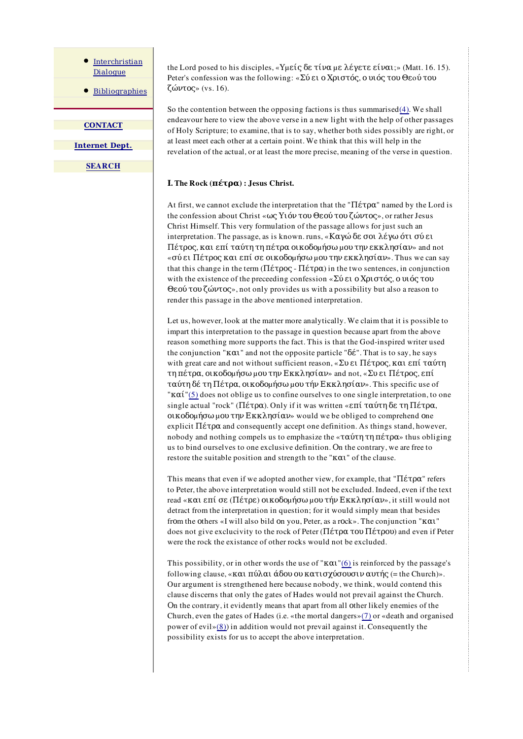- Interchristian Dialogue
- Bibliographies

**CONTACT**

**Internet Dept.**

**SEARCH**

the Lord posed to his disciples, «Υμείς δε τίνα με λέγετε είναι;» (Matt. 16. 15). Peter's confession was the following: «Σύ ει ο Χριστός, ο υιός του Θεού του ζώντος» (vs. 16).

So the contention between the opposing factions is thus summarised(4). We shall endeavour here to view the above verse in a new light with the help of other passages of Holy Scripture; to examine, that is to say, whether both sides possibly are right, or at least meet each other at a certain point. We think that this will help in the revelation of the actual, or at least the more precise, meaning of the verse in question.

### I. The Rock (πέτρα) : Jesus Christ.

At first, we cannot exclude the interpretation that the "Πέτρα" named by the Lord is the confession about Christ «ως Υιόν του Θεού του ζώντος», or rather Jesus Christ Himself. This very formulation of the passage allows for just such an interpretation. The passage, as is known. runs, «Καγώ δε σοι λέγω ότι σύ ει Πέτρος, και επί ταύτη τη πέτρα οικοδομήσω μου την εκκλησίαν» and not «σύ ει Πέτρος και επί σε οικοδομήσω μου την εκκλησίαν». Thus we can say that this change in the term (Πέτρος - Πέτρα) in the two sentences, in conjunction with the existence of the preceeding confession «Σύ ει ο Χριστός, ο υιός του Θεού του ζώντος», not only provides us with a possibility but also a reason to render this passage in the above mentioned interpretation.

Let us, however, look at the matter more analytically. We claim that it is possible to impart this interpretation to the passage in question because apart from the above reason something more supports the fact. This is that the God-inspired writer used the conjunction "και" and not the opposite particle "δέ". That is to say, he says with great care and not without sufficient reason, «Συ ει Πέτρος, και επί ταύτη τη πέτρα, οικοδομήσω μου την Εκκλησίαν» and not, «Συ ει Πέτρος, επί ταύτη δέ τη Πέτρα, οικοδομήσω μου τήν Εκκλησίαν». This specific use of "καί"(5) does not oblige us to confine ourselves to one single interpretation, to one single actual "rock" (Πέτρα). Only if it was written «επί ταύτη δε τη Πέτρα, οικοδομήσω μου την Εκκλησίαν» would we be obliged to comprehend one explicit Πέτρα and consequently accept one definition. As things stand, however, nobody and nothing compels us to emphasize the «ταύτη τη πέτρα» thus obliging us to bind ourselves to one exclusive definition. On the contrary, we are free to restore the suitable position and strength to the "και" of the clause.

This means that even if we adopted another view, for example, that "Πέτρα" refers to Peter, the above interpretation would still not be excluded. Indeed, even if the text read «και επί σε (Πέτρε) οικοδομήσω μου τήν Εκκλησίαν», it still would not detract from the interpretation in question; for it would simply mean that besides from the others «I will also bild on you, Peter, as a rock». The conjunction "και" does not give exclucivity to the rock of Peter (Πέτρα του Πέτρου) and even if Peter were the rock the existance of other rocks would not be excluded.

This possibility, or in other words the use of "και"(6) is reinforced by the passage's following clause, «και πύλαι άδου ου κατισχύσουσιν αυτής (= the Church)». Our argument is strengthened here because nobody, we think, would contend this clause discerns that only the gates of Hades would not prevail against the Church. On the contrary, it evidently means that apart from all other likely enemies of the Church, even the gates of Hades (i.e. «the mortal dangers»(7) or «death and organised power of evil»(8)) in addition would not prevail against it. Consequently the possibility exists for us to accept the above interpretation.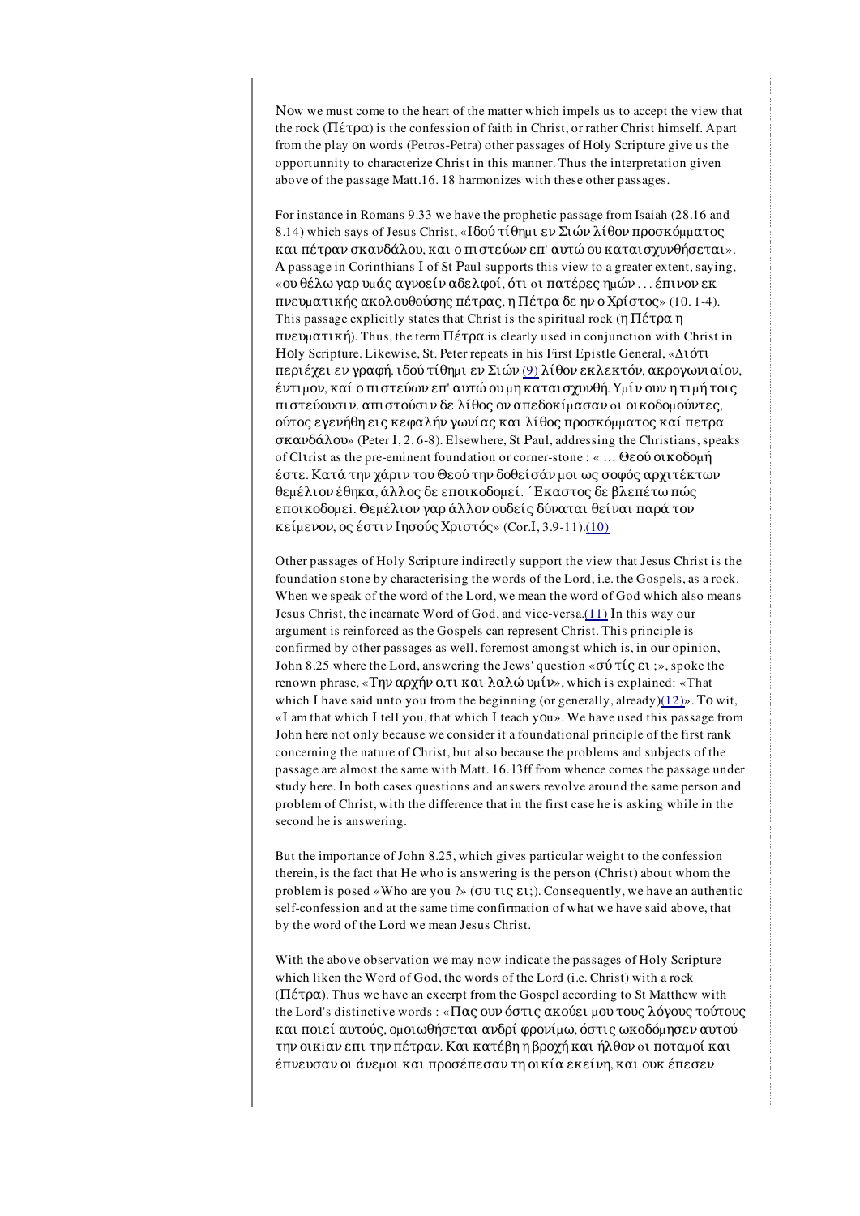Now we must come to the heart of the matter which impels us to accept the view that the rock (Πέτρα) is the confession of faith in Christ, or rather Christ himself. Apart from the play on words (Petros-Petra) other passages of Holy Scripture give us the opportunnity to characterize Christ in this manner. Thus the interpretation given above of the passage Matt.16. 18 harmonizes with these other passages.

For instance in Romans 9.33 we have the prophetic passage from Isaiah (28.16 and 8.14) which says of Jesus Christ, «Ιδού τίθημι εν Σιών λίθον προσκόμματος και πέτραν σκανδάλου, και ο πιστεύων επ' αυτώ ου καταισχυνθήσεται». A passage in Corinthians I of St Paul supports this view to a greater extent, saying, «ου θέλω γαρ υμάς αγνοείν αδελφοί, ότι οι πατέρες ημών . . . έπινον εκ πνευματικής ακολουθούσης πέτρας, η Πέτρα δε ην ο Χρίστος» (10. 1-4). This passage explicitly states that Christ is the spiritual rock (η Πέτρα η πνευματική). Thus, the term Πέτρα is clearly used in conjunction with Christ in Holy Scripture. Likewise, St. Peter repeats in his First Epistle General, «Διότι περιέχει εν γραφή. ιδού τίθημι εν Σιών (9) λίθον εκλεκτόν, ακρογωνιαίον, έντιμον, καί ο πιστεύων επ' αυτώ ου μη καταισχυνθή. Υμίν ουν η τιμή τοις πιστεύουσιν. απιστούσιν δε λίθος ον απεδοκίμασαν οι οικοδομούντες, ούτος εγενήθη εις κεφαλήν γωνίας και λίθος προσκόμματος καί πετρα σκανδάλου» (Peter I, 2. 6-8). Elsewhere, St Paul, addressing the Christians, speaks of Cltrist as the pre-eminent foundation or corner-stone : « … Θεού οικοδομή έστε. Κατά την χάριν του Θεού την δοθείσάν μοι ως σοφός αρχιτέκτων θεμέλιον έθηκα, άλλος δε εποικοδομεί. ΄Εκαστος δε βλεπέτω πώς εποικοδομεi. Θεμέλιον γαρ άλλον ουδείς δύναται θείναι παρά τον κείμενον, ος έστιν Ιησούς Χριστός» (Cor.I, 3.9-11).(10)

Other passages of Holy Scripture indirectly support the view that Jesus Christ is the foundation stone by characterising the words of the Lord, i.e. the Gospels, as a rock. When we speak of the word of the Lord, we mean the word of God which also means Jesus Christ, the incarnate Word of God, and vice-versa.(11) In this way our argument is reinforced as the Gospels can represent Christ. This principle is confirmed by other passages as well, foremost amongst which is, in our opinion, John 8.25 where the Lord, answering the Jews' question «σύ τίς ει ;», spoke the renown phrase, «Την αρχήν ο,τι και λαλώ υμίν», which is explained: «That which I have said unto you from the beginning (or generally, already)(12)». To wit, «I am that which I tell you, that which I teach you». We have used this passage from John here not only because we consider it a foundational principle of the first rank concerning the nature of Christ, but also because the problems and subjects of the passage are almost the same with Matt. 16.13ff from whence comes the passage under study here. In both cases questions and answers revolve around the same person and problem of Christ, with the difference that in the first case he is asking while in the second he is answering.

But the importance of John 8.25, which gives particular weight to the confession therein, is the fact that He who is answering is the person (Christ) about whom the problem is posed «Who are you ?» (συ τις ει;). Consequently, we have an authentic self-confession and at the same time confirmation of what we have said above, that by the word of the Lord we mean Jesus Christ.

With the above observation we may now indicate the passages of Holy Scripture which liken the Word of God, the words of the Lord (i.e. Christ) with a rock (Πέτρα). Thus we have an excerpt from the Gospel according to St Matthew with the Lord's distinctive words : «Πας ουν όστις ακούει μου τους λόγους τούτους και ποιεί αυτούς, ομοιωθήσεται ανδρί φρονίμω, όστις ωκοδόμησεν αυτού την οικίαν επι την πέτραν. Και κατέβη η βροχή και ήλθον οι ποταμοί και έπνευσαν οι άνεμοι και προσέπεσαν τη οικία εκείνη, και ουκ έπεσεν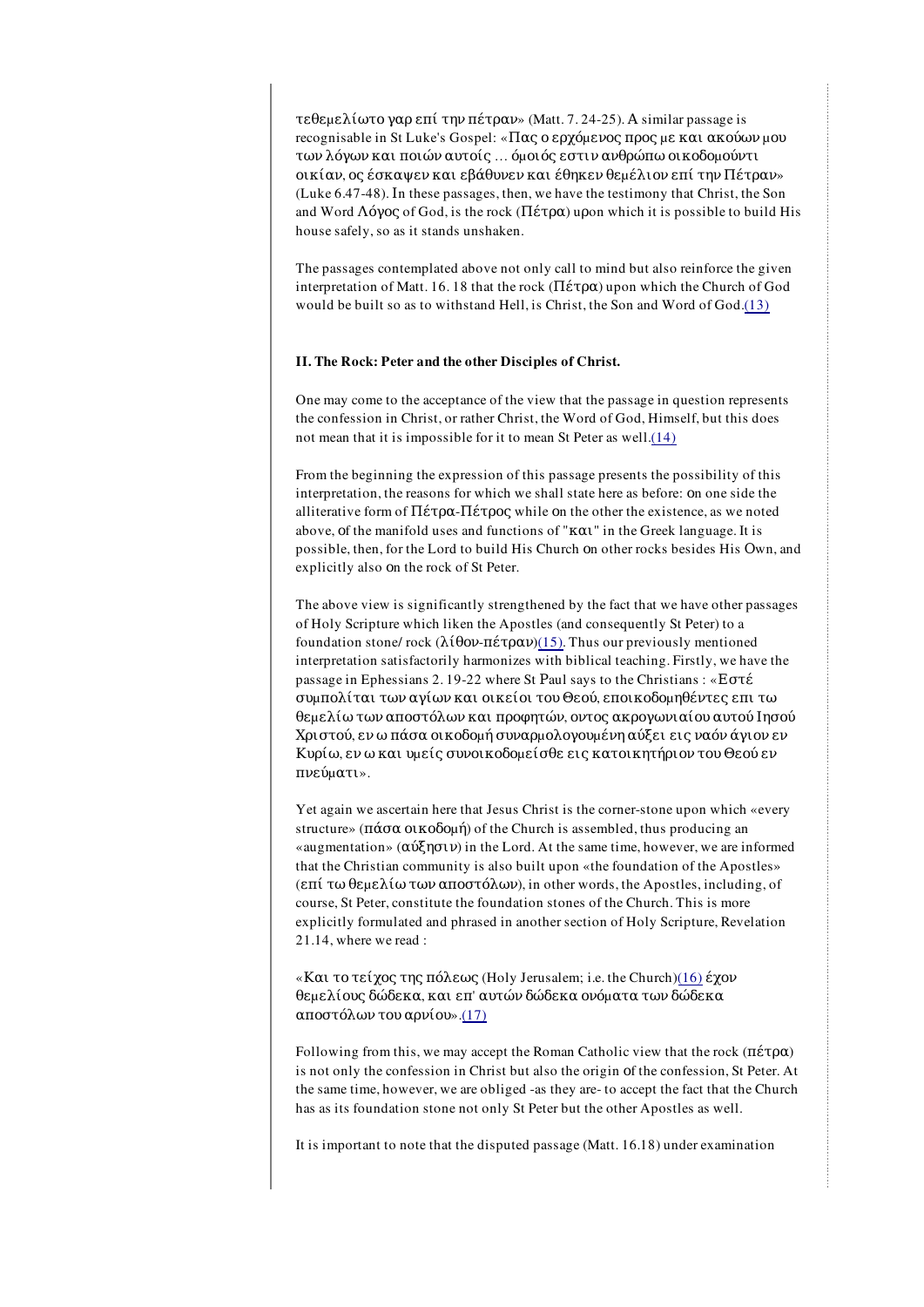τεθεμελίωτο γαρ επί την πέτραν» (Matt. 7. 24-25). A similar passage is recognisable in St Luke's Gospel: «Πας ο ερχόμενος προς με και ακούων μου των λόγων και ποιών αυτοίς … όμοιός εστιν ανθρώπω οικοδομούντι οικίαν, ος έσκαψεν και εβάθυνεν και έθηκεν θεμέλιον επί την Πέτραν» (Luke 6.47-48). In these passages, then, we have the testimony that Christ, the Son and Word Λόγος of God, is the rock (Πέτρα) upon which it is possible to build His house safely, so as it stands unshaken.

The passages contemplated above not only call to mind but also reinforce the given interpretation of Matt. 16. 18 that the rock (Πέτρα) upon which the Church of God would be built so as to withstand Hell, is Christ, the Son and Word of God.(13)

**II. The Rock: Peter and the other Disciples of Christ.**

One may come to the acceptance of the view that the passage in question represents the confession in Christ, or rather Christ, the Word of God, Himself, but this does not mean that it is impossible for it to mean St Peter as well.(14)

From the beginning the expression of this passage presents the possibility of this interpretation, the reasons for which we shall state here as before: on one side the alliterative form of Πέτρα-Πέτρος while on the other the existence, as we noted above, of the manifold uses and functions of "και" in the Greek language. It is possible, then, for the Lord to build His Church on other rocks besides His Own, and explicitly also on the rock of St Peter.

The above view is significantly strengthened by the fact that we have other passages of Holy Scripture which liken the Apostles (and consequently St Peter) to a foundation stone/ rock (λίθον-πέτραν)(15). Thus our previously mentioned interpretation satisfactorily harmonizes with biblical teaching. Firstly, we have the passage in Ephesians 2. 19-22 where St Paul says to the Christians : «Εστέ συμπολίται των αγίων και οικείοι του Θεού, εποικοδομηθέντες επι τω θεμελίω των αποστόλων και προφητών, οντος ακρογωνιαίου αυτού Ιησού Χριστού, εν ω πάσα οικοδομή συναρμολογουμένη αύξει εις ναόν άγιον εν Κυρίω, εν ω και υμείς συνοικοδομείσθε εις κατοικητήριον του Θεού εν πνεύματι».

Yet again we ascertain here that Jesus Christ is the corner-stone upon which «every structure» (πάσα οικοδομή) of the Church is assembled, thus producing an «augmentation» (αύξησιν) in the Lord. At the same time, however, we are informed that the Christian community is also built upon «the foundation of the Apostles» (επί τω θεμελίω των αποστόλων), in other words, the Apostles, including, of course, St Peter, constitute the foundation stones of the Church. This is more explicitly formulated and phrased in another section of Holy Scripture, Revelation 21.14, where we read :

«Και το τείχος της πόλεως (Holy Jerusalem; i.e. the Church)(16) έχον θεμελίους δώδεκα, και επ' αυτών δώδεκα ονόματα των δώδεκα αποστόλων του αρνίου».(17)

Following from this, we may accept the Roman Catholic view that the rock (πέτρα) is not only the confession in Christ but also the origin of the confession, St Peter. At the same time, however, we are obliged -as they are- to accept the fact that the Church has as its foundation stone not only St Peter but the other Apostles as well.

It is important to note that the disputed passage (Matt. 16.18) under examination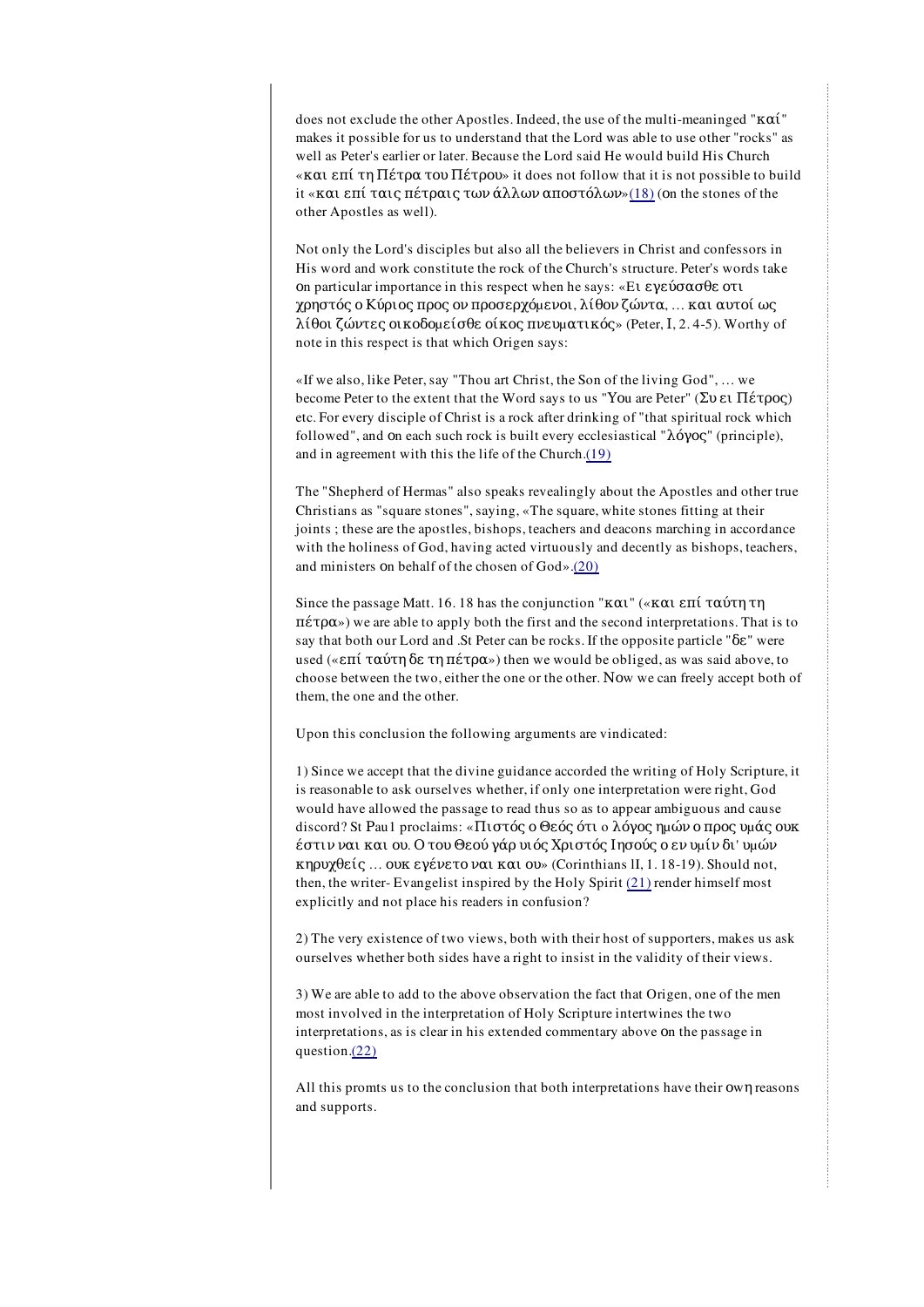does not exclude the other Apostles. Indeed, the use of the multi-meaninged "καί" makes it possible for us to understand that the Lord was able to use other "rocks" as well as Peter's earlier or later. Because the Lord said He would build His Church «και επί τη Πέτρα του Πέτρου» it does not follow that it is not possible to build it «και επί ταις πέτραις των άλλων αποστόλων»(18) (on the stones of the other Apostles as well).

Not only the Lord's disciples but also all the believers in Christ and confessors in His word and work constitute the rock of the Church's structure. Peter's words take on particular importance in this respect when he says: «Ει εγεύσασθε οτι χρηστός ο Κύριος προς ον προσερχόμενοι, λίθον ζώντα, ... και αυτοί ως λίθοι ζώντες οικοδομείσθε οίκος πνευματικός» (Peter, I, 2. 4-5). Worthy of note in this respect is that which Origen says:

«If we also, like Peter, say "Thou art Christ, the Son of the living God", ... we become Peter to the extent that the Word says to us "You are Peter" (Συ ει Πέτρος) etc. For every disciple of Christ is a rock after drinking of "that spiritual rock which followed", and on each such rock is built every ecclesiastical "λόγος" (principle), and in agreement with this the life of the Church.(19)

The "Shepherd of Hermas" also speaks revealingly about the Apostles and other true Christians as "square stones", saying, «The square, white stones fitting at their joints ; these are the apostles, bishops, teachers and deacons marching in accordance with the holiness of God, having acted virtuously and decently as bishops, teachers, and ministers on behalf of the chosen of God».(20)

Since the passage Matt. 16. 18 has the conjunction "και" («και επί ταύτη τη πέτρα») we are able to apply both the first and the second interpretations. That is to say that both our Lord and .St Peter can be rocks. If the opposite particle "δε" were used («επί ταύτη δε τη πέτρα») then we would be obliged, as was said above, to choose between the two, either the one or the other. Now we can freely accept both of them, the one and the other.

Upon this conclusion the following arguments are vindicated:

1) Since we accept that the divine guidance accorded the writing of Holy Scripture, it is reasonable to ask ourselves whether, if only one interpretation were right, God would have allowed the passage to read thus so as to appear ambiguous and cause discord? St Pau1 proclaims: «Πιστός ο Θεός ότι ο λόγος ημών ο προς υμάς ουκ έστιν ναι και ου. Ο του Θεού γάρ υιός Χριστός Ιησούς ο εν υμίν δι' υμών κηρυχθείς ... ουκ εγένετο ναι και ου» (Corinthians II, 1. 18-19). Should not, then, the writer- Evangelist inspired by the Holy Spirit (21) render himself most explicitly and not place his readers in confusion?

2) The very existence of two views, both with their host of supporters, makes us ask ourselves whether both sides have a right to insist in the validity of their views.

3) We are able to add to the above observation the fact that Origen, one of the men most involved in the interpretation of Holy Scripture intertwines the two interpretations, as is clear in his extended commentary above on the passage in question.(22)

All this promts us to the conclusion that both interpretations have their own reasons and supports.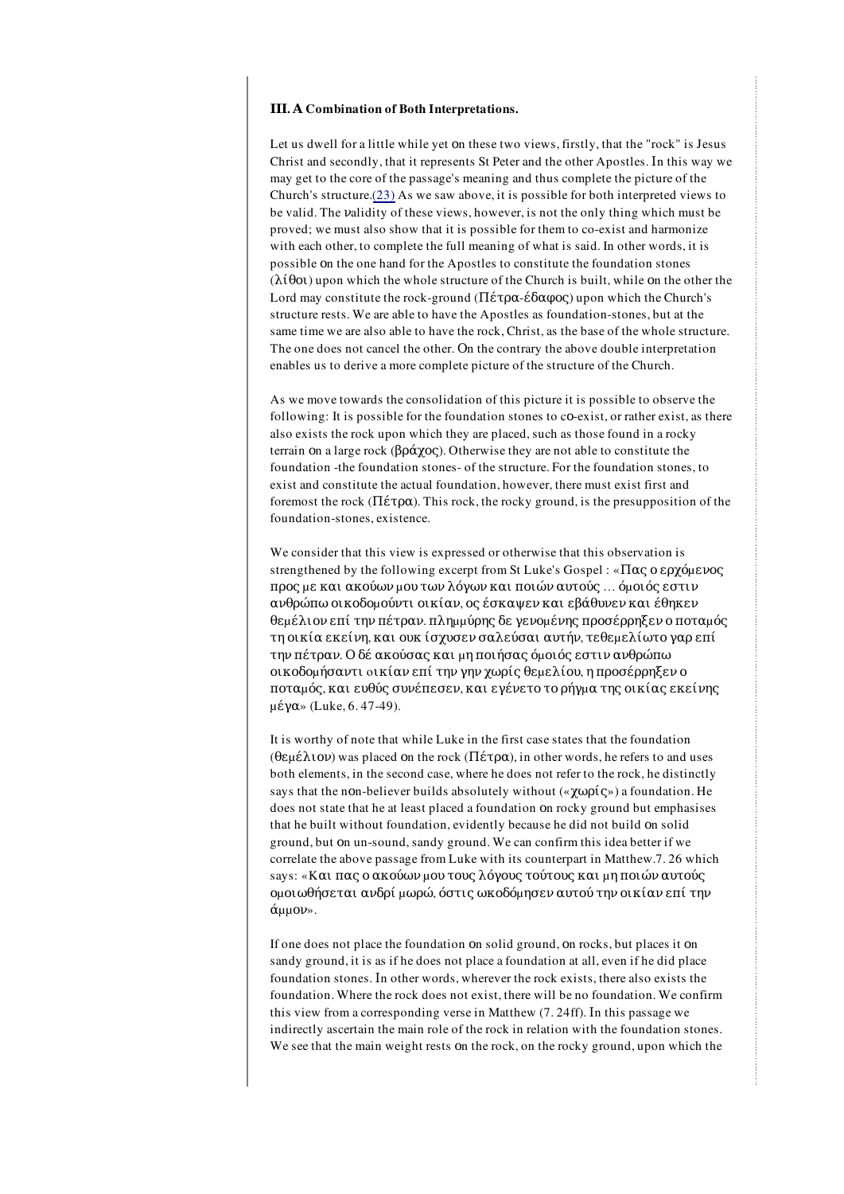### III. A Combination of Both Interpretations.

Let us dwell for a little while yet on these two views, firstly, that the "rock" is Jesus Christ and secondly, that it represents St Peter and the other Apostles. In this way we may get to the core of the passage's meaning and thus complete the picture of the Church's structure.(23) As we saw above, it is possible for both interpreted views to be valid. The validity of these views, however, is not the only thing which must be proved; we must also show that it is possible for them to co-exist and harmonize with each other, to complete the full meaning of what is said. In other words, it is possible on the one hand for the Apostles to constitute the foundation stones (λίθοι) upon which the whole structure of the Church is built, while on the other the Lord may constitute the rock-ground (Πέτρα-έδαφος) upon which the Church's structure rests. We are able to have the Apostles as foundation-stones, but at the same time we are also able to have the rock, Christ, as the base of the whole structure. The one does not cancel the other. On the contrary the above double interpretation enables us to derive a more complete picture of the structure of the Church.

As we move towards the consolidation of this picture it is possible to observe the following: It is possible for the foundation stones to co-exist, or rather exist, as there also exists the rock upon which they are placed, such as those found in a rocky terrain on a large rock (βράχος). Otherwise they are not able to constitute the foundation -the foundation stones- of the structure. For the foundation stones, to exist and constitute the actual foundation, however, there must exist first and foremost the rock (Πέτρα). This rock, the rocky ground, is the presupposition of the foundation-stones, existence.

We consider that this view is expressed or otherwise that this observation is strengthened by the following excerpt from St Luke's Gospel : «Πας ο ερχόμενος προς με και ακούων μου των λόγων και ποιών αυτούς ... όμοιός εστιν ανθρώπω οικοδομούντι οικίαν, ος έσκαψεν και εβάθυνεν και έθηκεν θεμέλιον επί την πέτραν. πλημμύρης δε γενομένης προσέρρηξεν ο ποταμός τη οικία εκείνη, και ουκ ίσχυσεν σαλεύσαι αυτήν, τεθεμελίωτο γαρ επί την πέτραν. Ο δέ ακούσας και μη ποιήσας όμοιός εστιν ανθρώπω οικοδομήσαντι οικίαν επί την γην χωρίς θεμελίου, η προσέρρηξεν ο ποταμός, και ευθύς συνέπεσεν, και εγένετο το ρήγμα της οικίας εκείνης μέγα» (Luke, 6. 47-49).

It is worthy of note that while Luke in the first case states that the foundation (θεμέλιον) was placed on the rock (Πέτρα), in other words, he refers to and uses both elements, in the second case, where he does not refer to the rock, he distinctly says that the non-believer builds absolutely without («χωρίς») a foundation. He does not state that he at least placed a foundation on rocky ground but emphasises that he built without foundation, evidently because he did not build on solid ground, but on un-sound, sandy ground. We can confirm this idea better if we correlate the above passage from Luke with its counterpart in Matthew.7. 26 which says: «Και πας ο ακούων μου τους λόγους τούτους και μη ποιών αυτούς ομοιωθήσεται ανδρί μωρώ, όστις ωκοδόμησεν αυτού την οικίαν επί την άμμον».

If one does not place the foundation on solid ground, on rocks, but places it on sandy ground, it is as if he does not place a foundation at all, even if he did place foundation stones. In other words, wherever the rock exists, there also exists the foundation. Where the rock does not exist, there will be no foundation. We confirm this view from a corresponding verse in Matthew (7. 24ff). In this passage we indirectly ascertain the main role of the rock in relation with the foundation stones. We see that the main weight rests on the rock, on the rocky ground, upon which the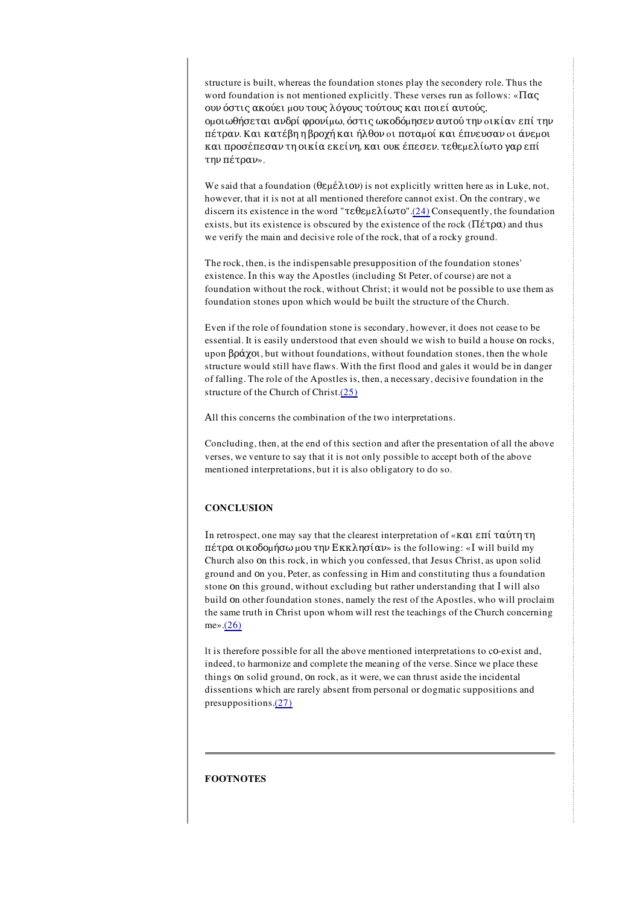structure is built, whereas the foundation stones play the secondery role. Thus the word foundation is not mentioned explicitly. These verses run as follows: «Πας ουν όστις ακούει μου τους λόγους τούτους και ποιεί αυτούς, ομοιωθήσεται ανδρί φρονίμω, όστις ωκοδόμησεν αυτού την οικίαν επί την πέτραν. Και κατέβη η βροχή και ήλθον οι ποταμοί και έπνευσαν οι άνεμοι και προσέπεσαν τη οικία εκείνη, και ουκ έπεσεν. τεθεμελίωτο γαρ επί την πέτραν».

We said that a foundation (θεμέλιον) is not explicitly written here as in Luke, not, however, that it is not at all mentioned therefore cannot exist. On the contrary, we discern its existence in the word "τεθεμελίωτο".(24) Consequently, the foundation exists, but its existence is obscured by the existence of the rock (Πέτρα) and thus we verify the main and decisive role of the rock, that of a rocky ground.

The rock, then, is the indispensable presupposition of the foundation stones' existence. In this way the Apostles (including St Peter, of course) are not a foundation without the rock, without Christ; it would not be possible to use them as foundation stones upon which would be built the structure of the Church.

Even if the role of foundation stone is secondary, however, it does not cease to be essential. It is easily understood that even should we wish to build a house on rocks, upon βράχοι, but without foundations, without foundation stones, then the whole structure would still have flaws. With the first flood and gales it would be in danger of falling. The role of the Apostles is, then, a necessary, decisive foundation in the structure of the Church of Christ.(25)

All this concerns the combination of the two interpretations.

Concluding, then, at the end of this section and after the presentation of all the above verses, we venture to say that it is not only possible to accept both of the above mentioned interpretations, but it is also obligatory to do so.

## CONCLUSION

In retrospect, one may say that the clearest interpretation of «και επί ταύτη τη πέτρα οικοδομήσω μου την Εκκλησίαν» is the following: «I will build my Church also on this rock, in which you confessed, that Jesus Christ, as upon solid ground and on you, Peter, as confessing in Him and constituting thus a foundation stone on this ground, without excluding but rather understanding that I will also build on other foundation stones, namely the rest of the Apostles, who will proclaim the same truth in Christ upon whom will rest the teachings of the Church concerning me».(26)

It is therefore possible for all the above mentioned interpretations to co-exist and, indeed, to harmonize and complete the meaning of the verse. Since we place these things on solid ground, on rock, as it were, we can thrust aside the incidental dissentions which are rarely absent from personal or dogmatic suppositions and presuppositions.(27)

---

## FOOTNOTES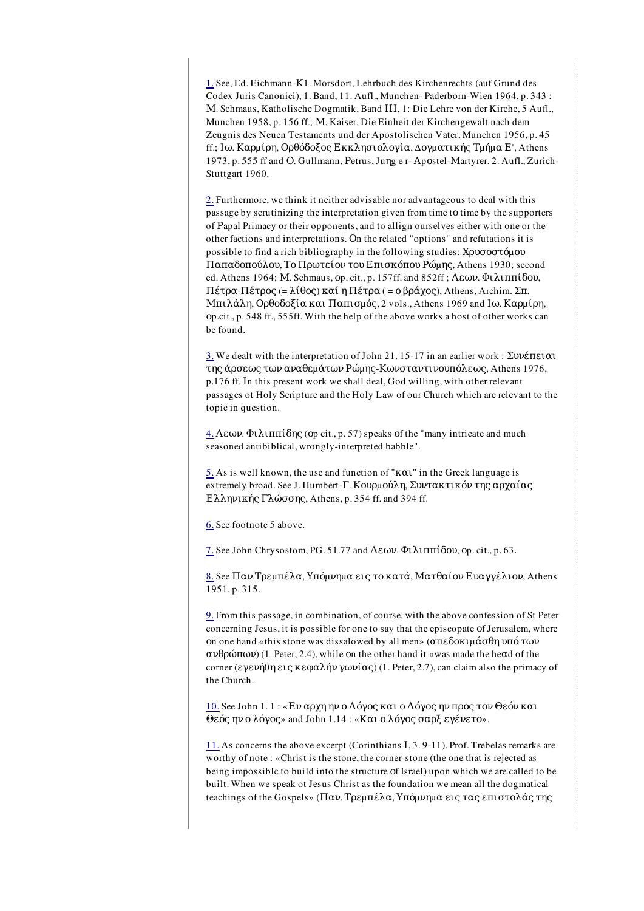1. See, Ed. Eichmann-K1. Morsdort, Lehrbuch des Kirchenrechts (auf Grund des Codex Juris Canonici), 1. Band, 11. Aufl., Munchen- Paderborn-Wien 1964, p. 343 ; M. Schmaus, Katholische Dogmatik, Band III, 1: Die Lehre von der Kirche, 5 Aufl., Munchen 1958, p. 156 ff.; M. Kaiser, Die Einheit der Kirchengewalt nach dem Zeugnis des Neuen Testaments und der Apostolischen Vater, Munchen 1956, p. 45 ff.; Ιω. Καρμίρη, Ορθόδοξος Εκκλησιολογία, Δογματικής Τμήμα Ε', Athens 1973, p. 555 ff and O. Gullmann, Petrus, Jung e r- Apostel-Martyrer, 2. Aufl., Zurich-Stuttgart 1960.

2. Furthermore, we think it neither advisable nor advantageous to deal with this passage by scrutinizing the interpretation given from time to time by the supporters of Papal Primacy or their opponents, and to allign ourselves either with one or the other factions and interpretations. On the related "options" and refutations it is possible to find a rich bibliography in the following studies: Χρυσοστόμου Παπαδοπούλου, Το Πρωτείον του Επισκόπου Ρώμης, Athens 1930; second ed. Athens 1964; M. Schmaus, op. cit., p. 157ff. and 852ff ; Λεων. Φιλιππίδου, Πέτρα-Πέτρος (= λίθος) καί η Πέτρα ( = ο βράχος), Athens, Archim. Σπ. Μπιλάλη, Ορθοδοξία και Παπισμός, 2 vols., Athens 1969 and Ιω. Καρμίρη, op.cit., p. 548 ff., 555ff. With the help of the above works a host of other works can be found.

3. We dealt with the interpretation of John 21. 15-17 in an earlier work : Συνέπειαι της άρσεως των αναθεμάτων Ρώμης-Κωνσταντινουπόλεως, Athens 1976, p.176 ff. In this present work we shall deal, God willing, with other relevant passages ot Holy Scripture and the Holy Law of our Church which are relevant to the topic in question.

4. Λεων. Φιλιππίδης (op cit., p. 57) speaks of the "many intricate and much seasoned antibiblical, wrongly-interpreted babble".

5. As is well known, the use and function of "και" in the Greek language is extremely broad. See J. Humbert-Γ. Κουρμούλη, Συντακτικόν της αρχαίας Ελληνικής Γλώσσης, Athens, p. 354 ff. and 394 ff.

6. See footnote 5 above.

7. See John Chrysostom, PG. 51.77 and Λεων. Φιλιππίδου, op. cit., p. 63.

8. See Παν.Τρεμπέλα, Υπόμνημα εις το κατά, Ματθαίον Ευαγγέλιον, Athens 1951, p. 315.

9. From this passage, in combination, of course, with the above confession of St Peter concerning Jesus, it is possible for one to say that the episcopate of Jerusalem, where on one hand «this stone was dissalowed by all men» (απεδοκιμάσθη υπό των ανθρώπων) (1. Peter, 2.4), while on the other hand it «was made the head of the corner (εγενήθη εις κεφαλήν γωνίας) (1. Peter, 2.7), can claim also the primacy of the Church.

10. See John 1. 1 : «Εν αρχη ην ο Λόγος και ο Λόγος ην προς τον Θεόν και Θεός ην ο λόγος» and John 1.14 : «Και ο λόγος σαρξ εγένετο».

11. As concerns the above excerpt (Corinthians I, 3. 9-11). Prof. Trebelas remarks are worthy of note : «Christ is the stone, the corner-stone (the one that is rejected as being impossiblc to build into the structure of Israel) upon which we are called to be built. When we speak ot Jesus Christ as the foundation we mean all the dogmatical teachings of the Gospels» (Παν. Τρεμπέλα, Υπόμνημα εις τας επιστολάς της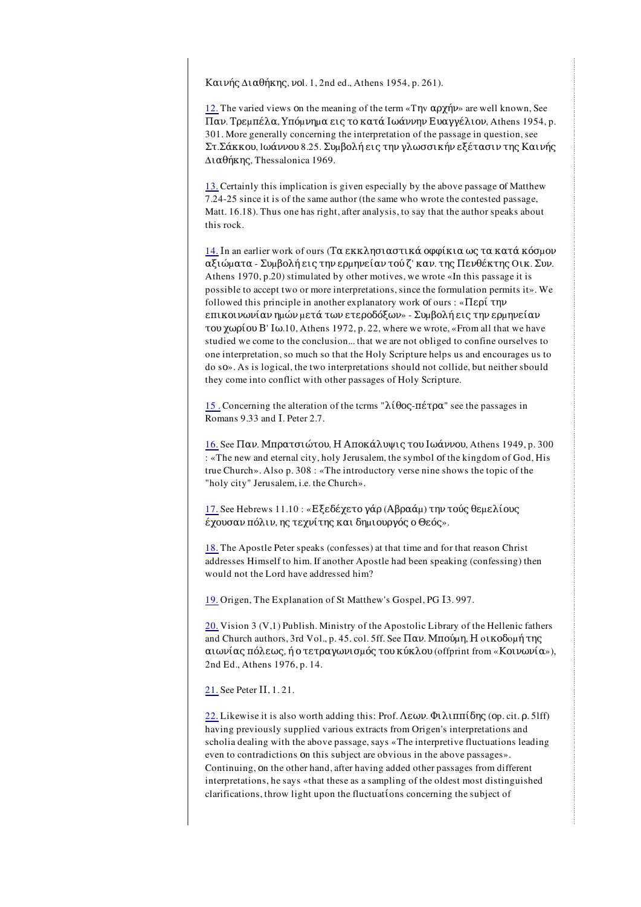Καινής Διαθήκης, νol. 1, 2nd ed., Athens 1954, p. 261).

12. The varied views on the meaning of the term «Την αρχήν» are well known, See Παν. Τρεμπέλα, Υπόμνημα εις το κατά Ιωάννην Ευαγγέλιον, Athens 1954, p. 301. More generally concerning the interpretation of the passage in question, see Στ.Σάκκου, Ιωάννου 8.25. Συμβολή εις την γλωσσικήν εξέτασιν της Καινής Διαθήκης, Thessalonica 1969.

13. Certainly this implication is given especially by the above passage of Matthew 7.24-25 since it is of the same author (the same who wrote the contested passage, Matt. 16.18). Thus one has right, after analysis, to say that the author speaks about this rock.

14. In an earlier work of ours (Τα εκκλησιαστικά οφφίκια ως τα κατά κόσμον αξιώματα - Συμβολή εις την ερμηνείαν τού ζ' καν. της Πενθέκτης Οικ. Συν. Athens 1970, p.20) stimulated by other motives, we wrote «In this passage it is possible to accept two or more interpretations, since the formulation permits it». We followed this principle in another explanatory work of ours : «Περί την επικοινωνίαν ημών μετά των ετεροδόξων» - Συμβολή εις την ερμηνείαν του χωρίου Β' Ιω.10, Athens 1972, p. 22, where we wrote, «From all that we have studied we come to the conclusion... that we are not obliged to confine ourselves to one interpretation, so much so that the Holy Scripture helps us and encourages us to do so». As is logical, the two interpretations should not collide, but neither sbould they come into conflict with other passages of Holy Scripture.

15 . Concerning the alteration of the tcrms "λίθος-πέτρα" see the passages in Romans 9.33 and I. Peter 2.7.

16. See Παν. Μπρατσιώτου, Η Αποκάλυψις του Ιωάννου, Athens 1949, p. 300 : «The new and eternal city, holy Jerusalem, the symbol of the kingdom of God, His true Church». Also p. 308 : «The introductory verse nine shows the topic of the "holy city" Jerusalem, i.e. the Church».

17. See Hebrews 11.10 : «Εξεδέχετο γάρ (Αβραάμ) την τούς θεμελίους έχουσαν πόλιν, ης τεχνίτης και δημιουργός ο Θεός».

18. The Apostle Peter speaks (confesses) at that time and for that reason Christ addresses Himself to him. If another Apostle had been speaking (confessing) then would not the Lord have addressed him?

19. Origen, The Explanation of St Matthew's Gospel, PG I3. 997.

20. Vision 3 (V,1) Publish. Ministry of the Apostolic Library of the Hellenic fathers and Church authors, 3rd Vol., p. 45. col. 5ff. See Παν. Μπούμη, Η οικοδομή της αιωνίας πόλεως, ή ο τετραγωνισμός του κύκλου (offprint from «Κοινωνία»), 2nd Ed., Athens 1976, p. 14.

21. See Peter II, 1. 21.

22. Likewise it is also worth adding this: Prof. Λεων. Φιλιππίδης (op. cit. p. 51ff) having previously supplied various extracts from Origen's interpretations and scholia dealing with the above passage, says «The interpretive fluctuations leading even to contradictions on this subject are obvious in the above passages». Continuing, on the other hand, after having added other passages from different interpretations, he says «that these as a sampling of the oldest most distinguished clarifications, throw light upon the fluctuatíons concerning the subject of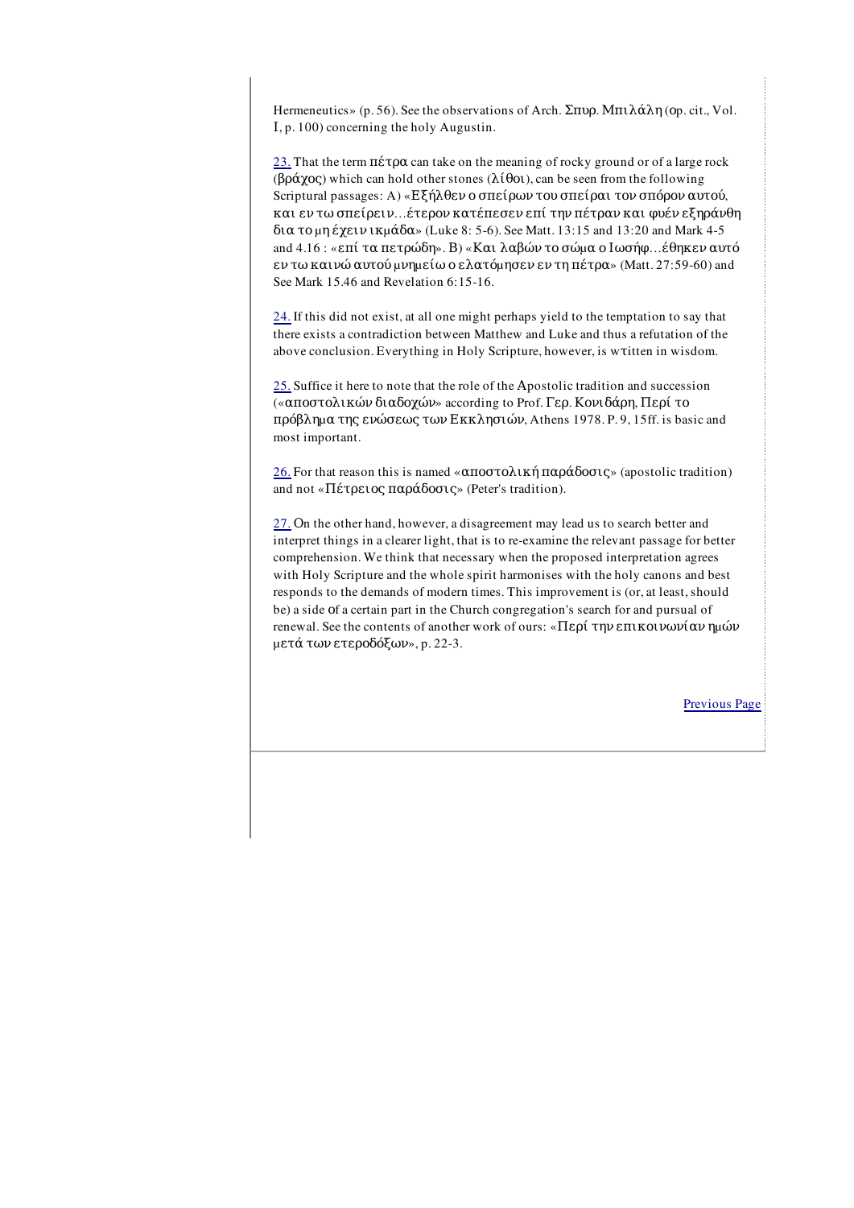Hermeneutics» (p. 56). See the observations of Arch. Σπυρ. Μπιλάλη (op. cit., Vol. I, p. 100) concerning the holy Augustin.

23. That the term πέτρα can take on the meaning of rocky ground or of a large rock (βράχος) which can hold other stones (λίθοι), can be seen from the following Scriptural passages: A) «Εξήλθεν ο σπείρων του σπείραι τον σπόρον αυτού, και εν τω σπείρειν…έτερον κατέπεσεν επί την πέτραν και φυέν εξηράνθη δια το μη έχειν ικμάδα» (Luke 8: 5-6). See Matt. 13:15 and 13:20 and Mark 4-5 and 4.16 : «επί τα πετρώδη». B) «Και λαβών το σώμα ο Ιωσήφ…έθηκεν αυτό εν τω καινώ αυτού μνημείω ο ελατόμησεν εν τη πέτρα» (Matt. 27:59-60) and See Mark 15.46 and Revelation 6:15-16.

24. If this did not exist, at all one might perhaps yield to the temptation to say that there exists a contradiction between Matthew and Luke and thus a refutation of the above conclusion. Everything in Holy Scripture, however, is wτitten in wisdom.

25. Suffice it here to note that the role of the Apostolic tradition and succession («αποστολικών διαδοχών» according to Prof. Γερ. Κονιδάρη, Περί το πρόβλημα της ενώσεως των Εκκλησιών, Athens 1978. P. 9, 15ff. is basic and most important.

26. For that reason this is named «αποστολική παράδοσις» (apostolic tradition) and not «Πέτρειος παράδοσις» (Peter's tradition).

27. On the other hand, however, a disagreement may lead us to search better and interpret things in a clearer light, that is to re-examine the relevant passage for better comprehension. We think that necessary when the proposed interpretation agrees with Holy Scripture and the whole spirit harmonises with the holy canons and best responds to the demands of modern times. This improvement is (or, at least, should be) a side of a certain part in the Church congregation's search for and pursual of renewal. See the contents of another work of ours: «Περί την επικοινωνίαν ημών μετά των ετεροδόξων», p. 22-3.

Previous Page